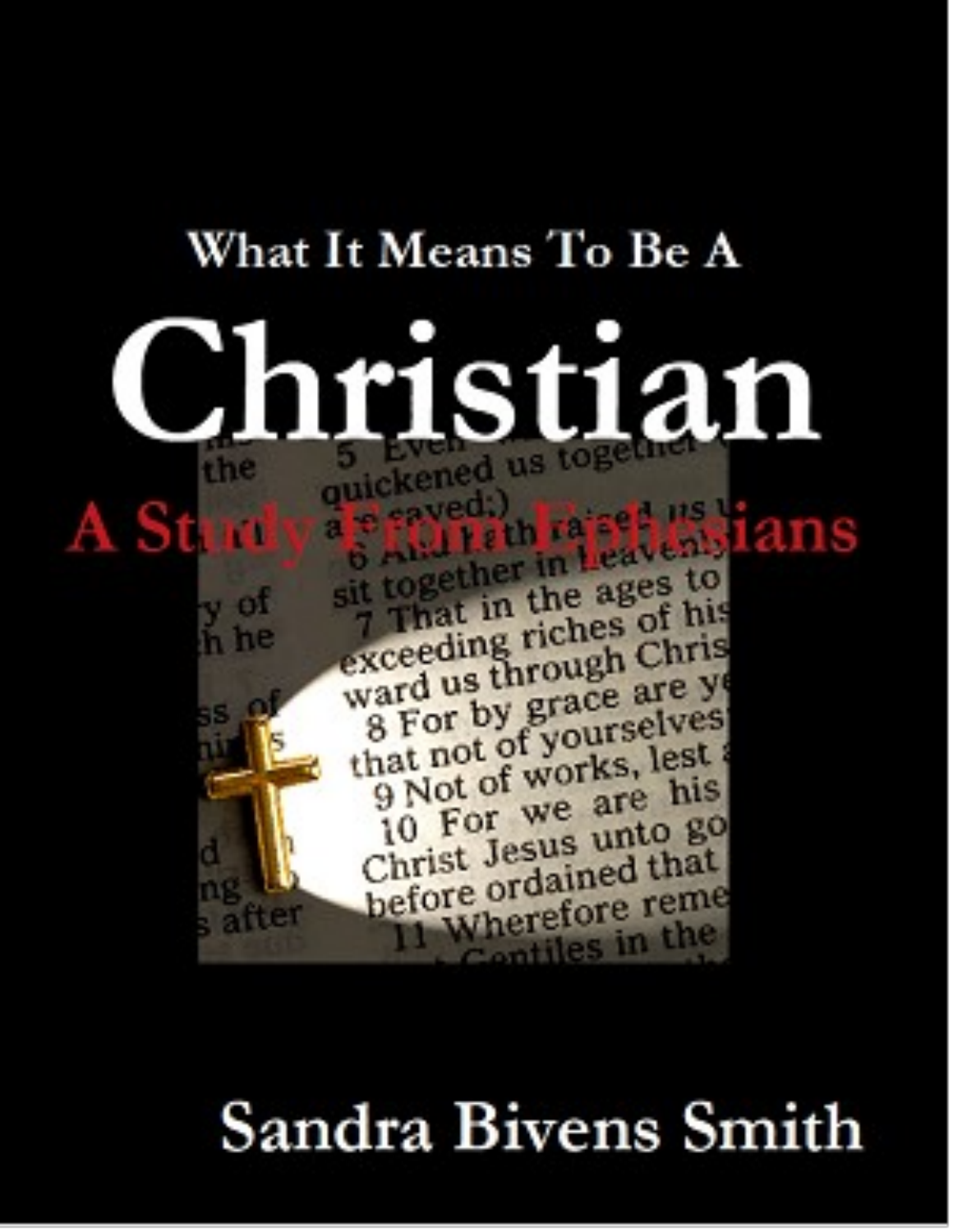What It Means To Be A

# Christian

## A Study From Ephesians

Sandra Bivens Smith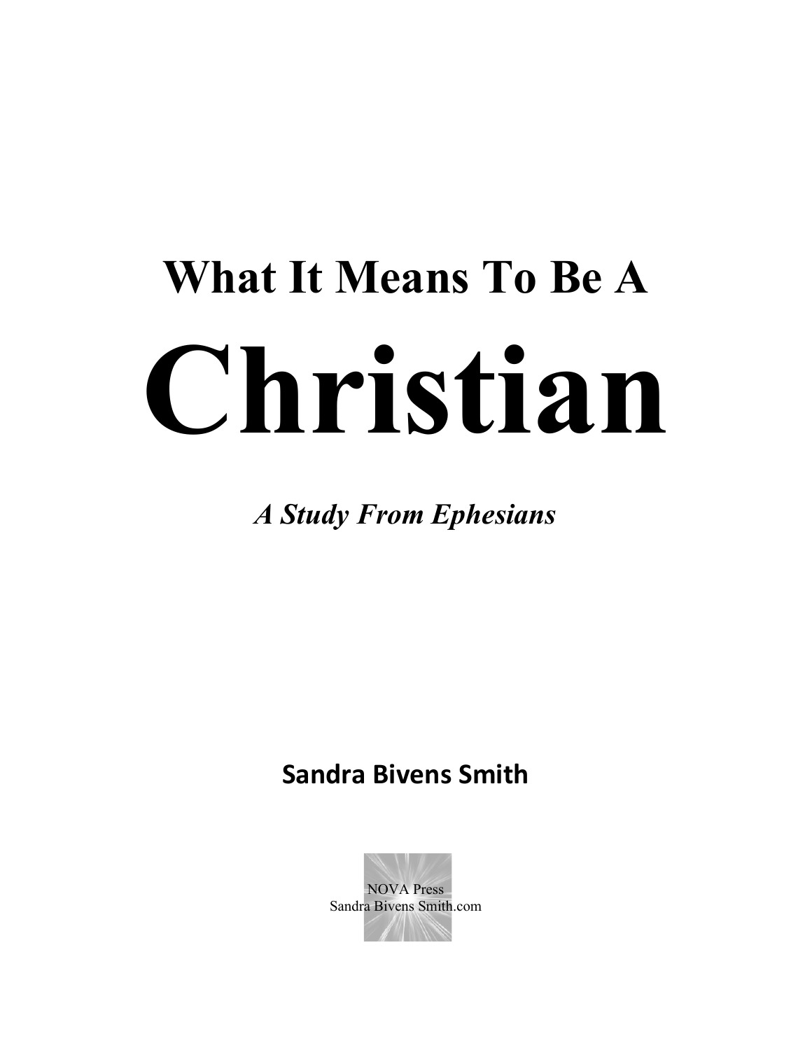# What It Means To Be A

# Christian

*A Study From Ephesians*

**Sandra Bivens Smith**

NOVA Press
Sandra Bivens Smith.com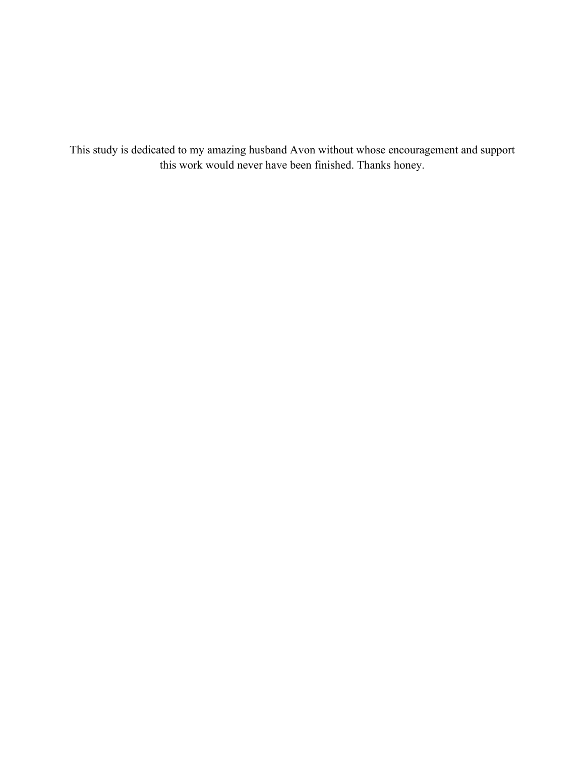This study is dedicated to my amazing husband Avon without whose encouragement and support this work would never have been finished. Thanks honey.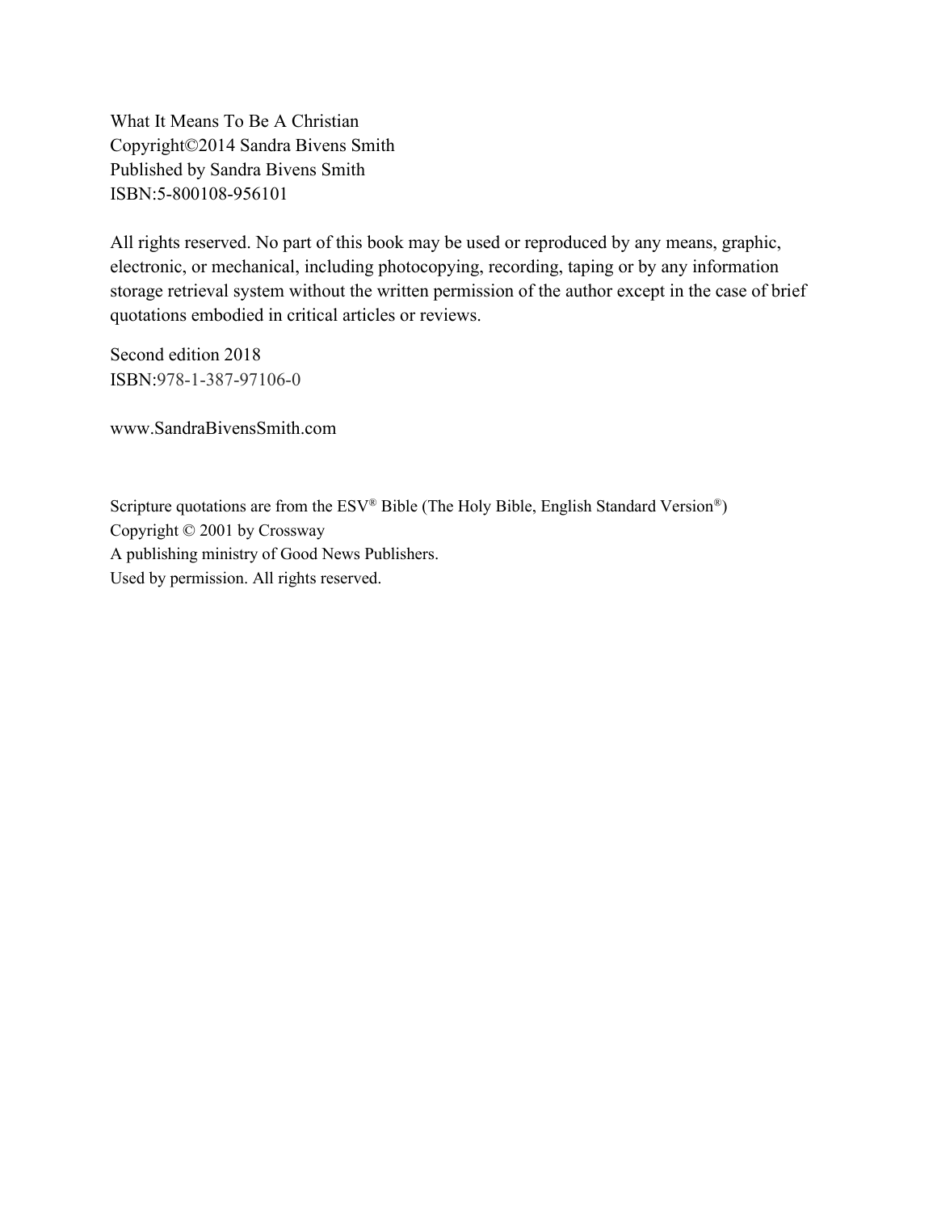What It Means To Be A Christian
Copyright©2014 Sandra Bivens Smith
Published by Sandra Bivens Smith
ISBN:5-800108-956101

All rights reserved. No part of this book may be used or reproduced by any means, graphic, electronic, or mechanical, including photocopying, recording, taping or by any information storage retrieval system without the written permission of the author except in the case of brief quotations embodied in critical articles or reviews.

Second edition 2018
ISBN:978-1-387-97106-0

www.SandraBivensSmith.com

Scripture quotations are from the ESV® Bible (The Holy Bible, English Standard Version®)
Copyright © 2001 by Crossway
A publishing ministry of Good News Publishers.
Used by permission. All rights reserved.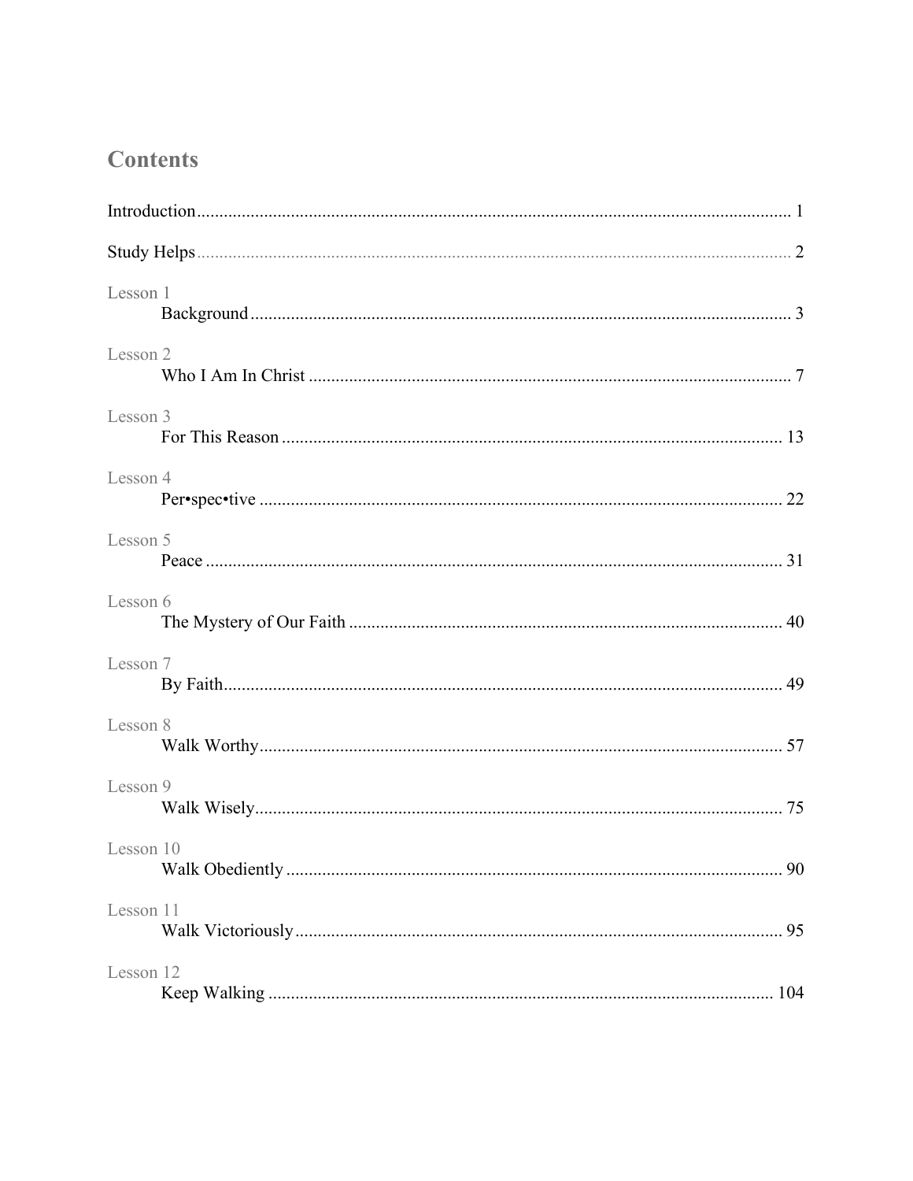## Contents

Introduction ........................................................................................................ 1

Study Helps ........................................................................................................ 2

Lesson 1
Background ........................................................................................................ 3

Lesson 2
Who I Am In Christ ........................................................................................................ 7

Lesson 3
For This Reason ........................................................................................................ 13

Lesson 4
Per•spec•tive ........................................................................................................ 22

Lesson 5
Peace ........................................................................................................ 31

Lesson 6
The Mystery of Our Faith ........................................................................................................ 40

Lesson 7
By Faith ........................................................................................................ 49

Lesson 8
Walk Worthy ........................................................................................................ 57

Lesson 9
Walk Wisely ........................................................................................................ 75

Lesson 10
Walk Obediently ........................................................................................................ 90

Lesson 11
Walk Victoriously ........................................................................................................ 95

Lesson 12
Keep Walking ........................................................................................................ 104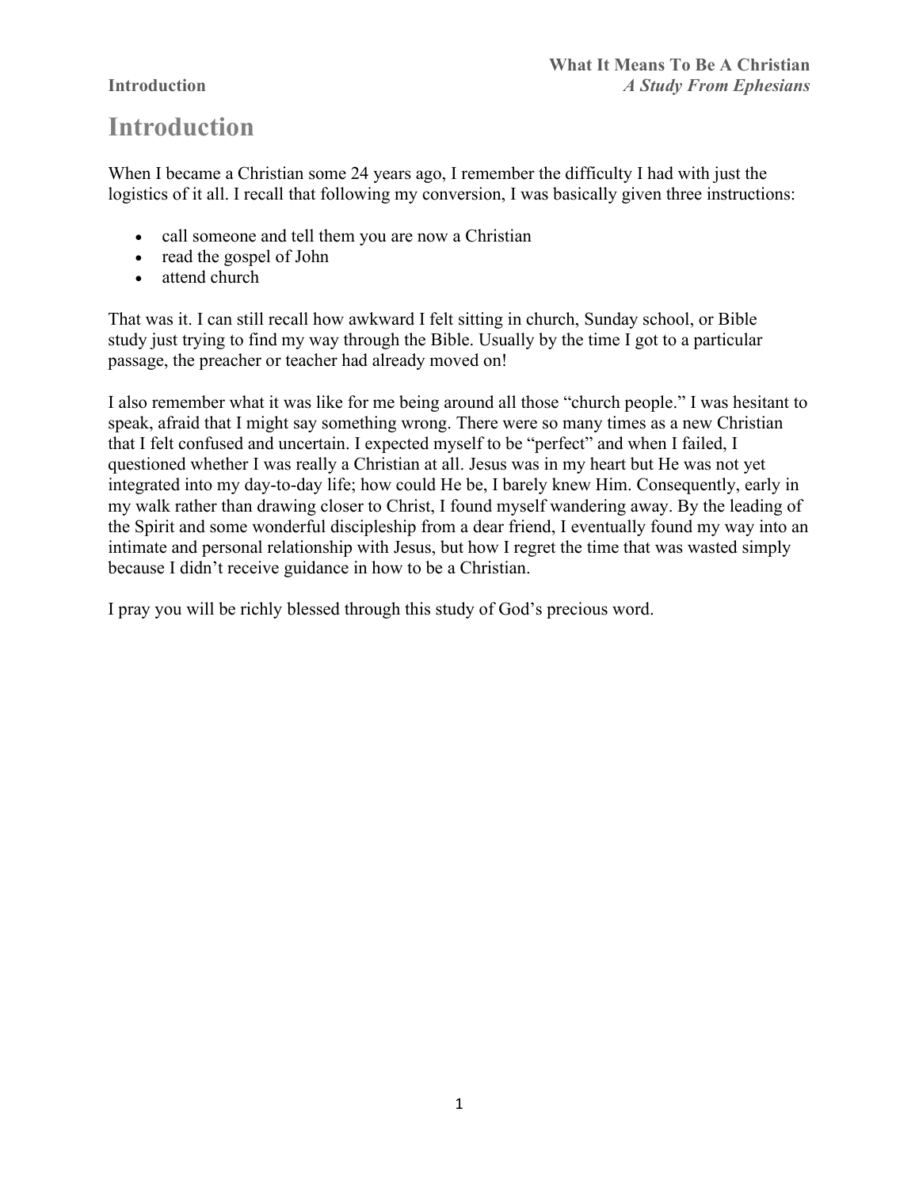# Introduction

When I became a Christian some 24 years ago, I remember the difficulty I had with just the logistics of it all. I recall that following my conversion, I was basically given three instructions:

- call someone and tell them you are now a Christian
- read the gospel of John
- attend church

That was it. I can still recall how awkward I felt sitting in church, Sunday school, or Bible study just trying to find my way through the Bible. Usually by the time I got to a particular passage, the preacher or teacher had already moved on!

I also remember what it was like for me being around all those "church people." I was hesitant to speak, afraid that I might say something wrong. There were so many times as a new Christian that I felt confused and uncertain. I expected myself to be "perfect" and when I failed, I questioned whether I was really a Christian at all. Jesus was in my heart but He was not yet integrated into my day-to-day life; how could He be, I barely knew Him. Consequently, early in my walk rather than drawing closer to Christ, I found myself wandering away. By the leading of the Spirit and some wonderful discipleship from a dear friend, I eventually found my way into an intimate and personal relationship with Jesus, but how I regret the time that was wasted simply because I didn't receive guidance in how to be a Christian.

I pray you will be richly blessed through this study of God's precious word.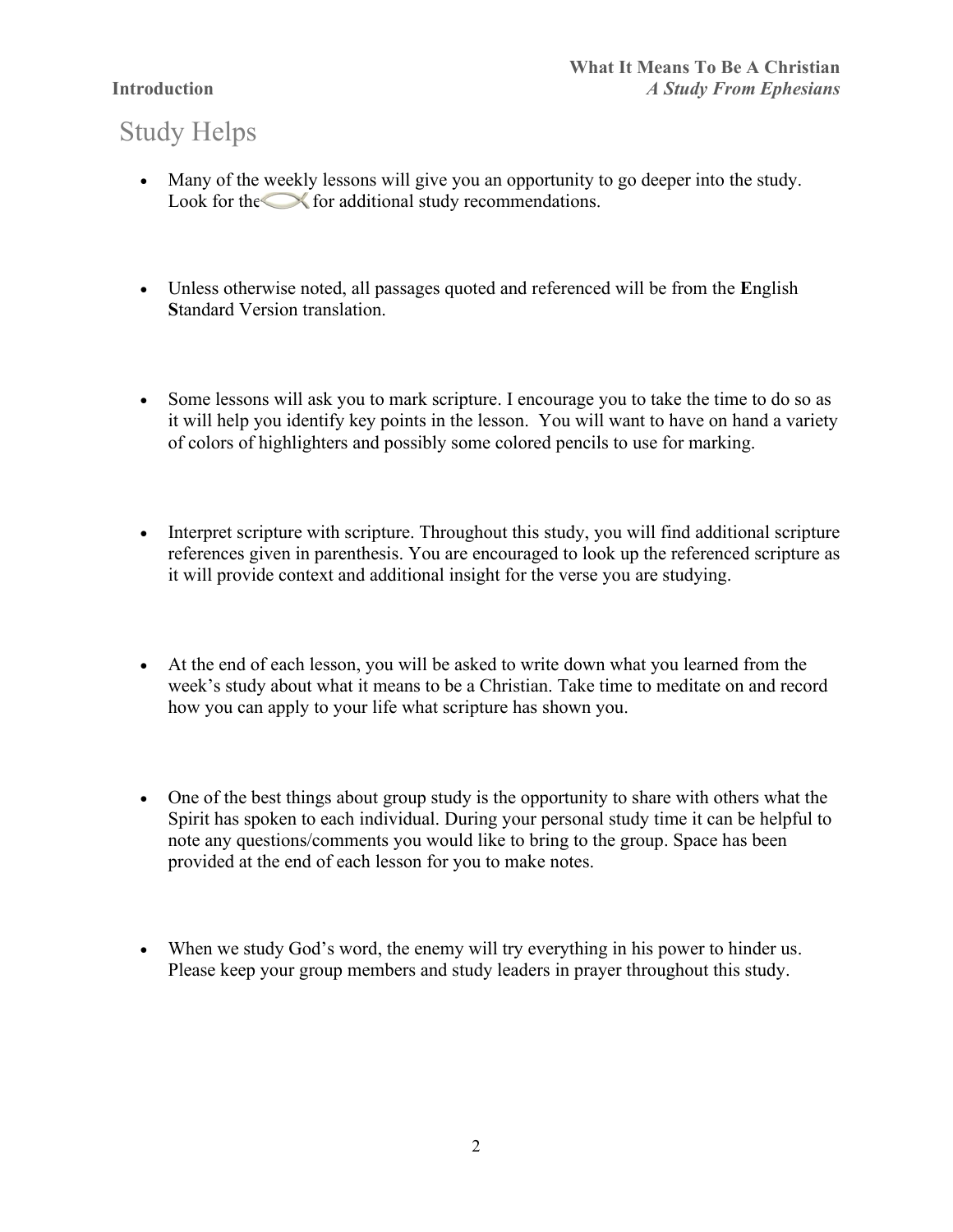# Study Helps

- Many of the weekly lessons will give you an opportunity to go deeper into the study. Look for the for additional study recommendations.

- Unless otherwise noted, all passages quoted and referenced will be from the **E**nglish **S**tandard Version translation.

- Some lessons will ask you to mark scripture. I encourage you to take the time to do so as it will help you identify key points in the lesson. You will want to have on hand a variety of colors of highlighters and possibly some colored pencils to use for marking.

- Interpret scripture with scripture. Throughout this study, you will find additional scripture references given in parenthesis. You are encouraged to look up the referenced scripture as it will provide context and additional insight for the verse you are studying.

- At the end of each lesson, you will be asked to write down what you learned from the week's study about what it means to be a Christian. Take time to meditate on and record how you can apply to your life what scripture has shown you.

- One of the best things about group study is the opportunity to share with others what the Spirit has spoken to each individual. During your personal study time it can be helpful to note any questions/comments you would like to bring to the group. Space has been provided at the end of each lesson for you to make notes.

- When we study God's word, the enemy will try everything in his power to hinder us. Please keep your group members and study leaders in prayer throughout this study.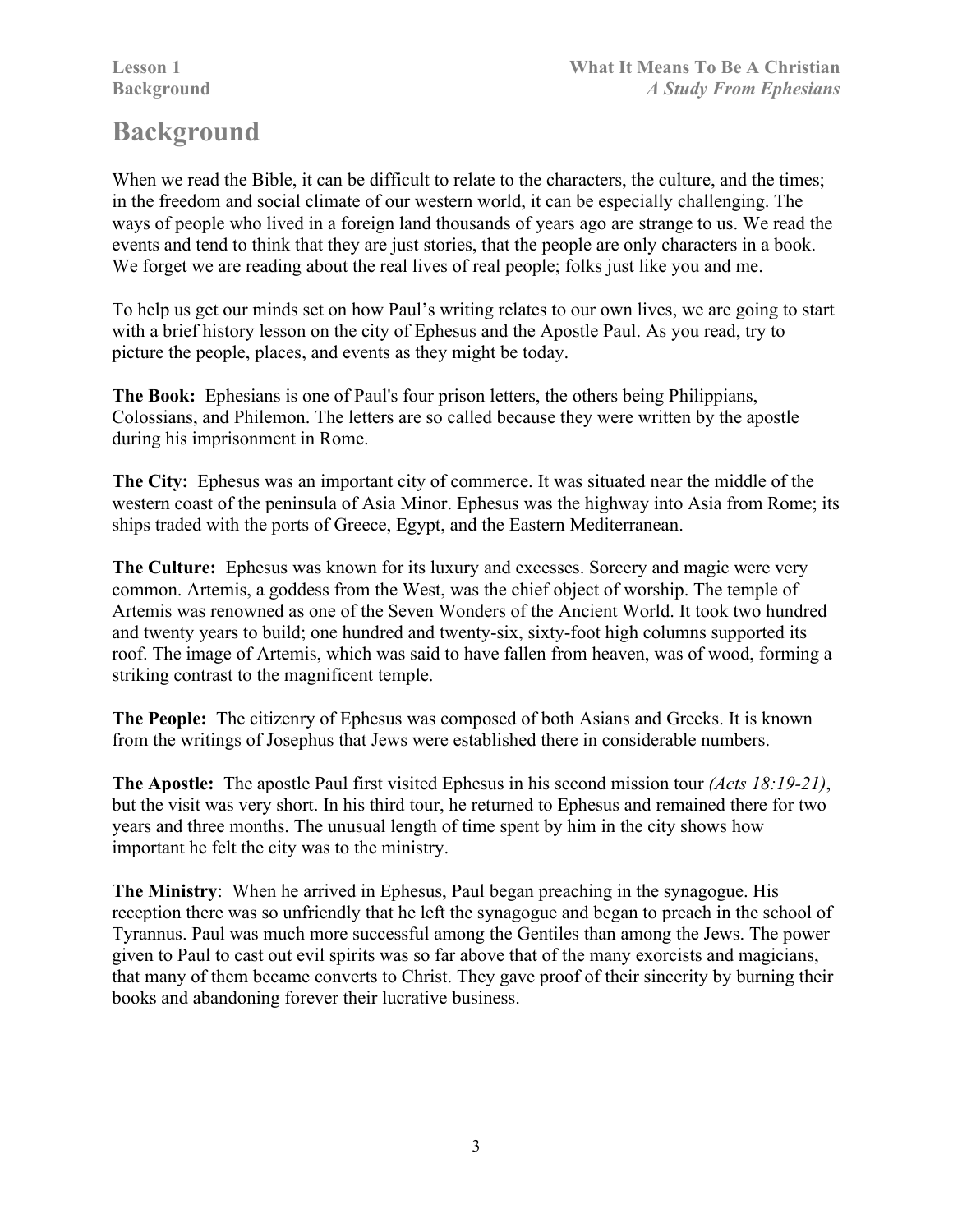# Background

When we read the Bible, it can be difficult to relate to the characters, the culture, and the times; in the freedom and social climate of our western world, it can be especially challenging. The ways of people who lived in a foreign land thousands of years ago are strange to us. We read the events and tend to think that they are just stories, that the people are only characters in a book. We forget we are reading about the real lives of real people; folks just like you and me.

To help us get our minds set on how Paul's writing relates to our own lives, we are going to start with a brief history lesson on the city of Ephesus and the Apostle Paul. As you read, try to picture the people, places, and events as they might be today.

**The Book:** Ephesians is one of Paul's four prison letters, the others being Philippians, Colossians, and Philemon. The letters are so called because they were written by the apostle during his imprisonment in Rome.

**The City:** Ephesus was an important city of commerce. It was situated near the middle of the western coast of the peninsula of Asia Minor. Ephesus was the highway into Asia from Rome; its ships traded with the ports of Greece, Egypt, and the Eastern Mediterranean.

**The Culture:** Ephesus was known for its luxury and excesses. Sorcery and magic were very common. Artemis, a goddess from the West, was the chief object of worship. The temple of Artemis was renowned as one of the Seven Wonders of the Ancient World. It took two hundred and twenty years to build; one hundred and twenty-six, sixty-foot high columns supported its roof. The image of Artemis, which was said to have fallen from heaven, was of wood, forming a striking contrast to the magnificent temple.

**The People:** The citizenry of Ephesus was composed of both Asians and Greeks. It is known from the writings of Josephus that Jews were established there in considerable numbers.

**The Apostle:** The apostle Paul first visited Ephesus in his second mission tour *(Acts 18:19-21)*, but the visit was very short. In his third tour, he returned to Ephesus and remained there for two years and three months. The unusual length of time spent by him in the city shows how important he felt the city was to the ministry.

**The Ministry**: When he arrived in Ephesus, Paul began preaching in the synagogue. His reception there was so unfriendly that he left the synagogue and began to preach in the school of Tyrannus. Paul was much more successful among the Gentiles than among the Jews. The power given to Paul to cast out evil spirits was so far above that of the many exorcists and magicians, that many of them became converts to Christ. They gave proof of their sincerity by burning their books and abandoning forever their lucrative business.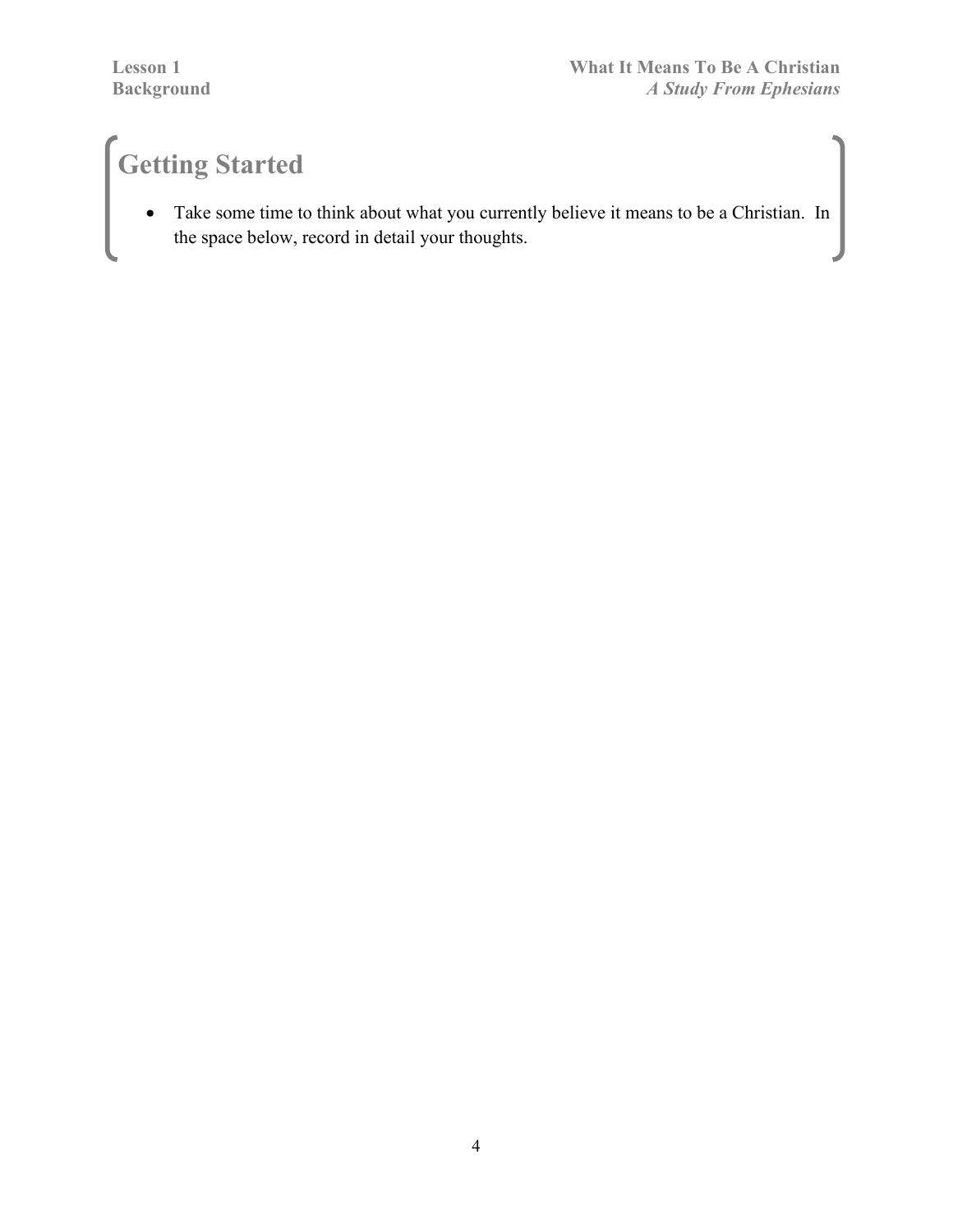## Getting Started

- Take some time to think about what you currently believe it means to be a Christian. In the space below, record in detail your thoughts.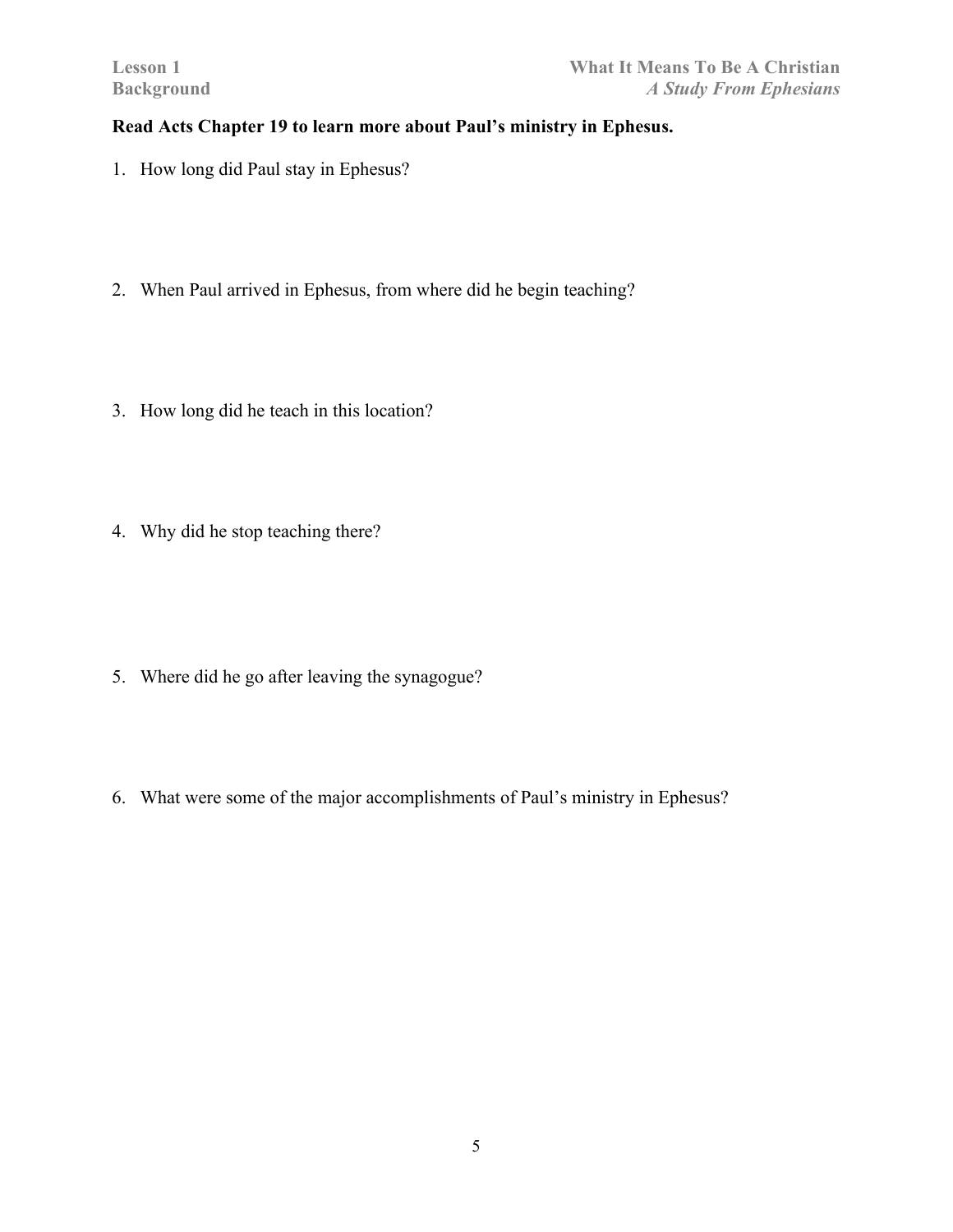**Read Acts Chapter 19 to learn more about Paul's ministry in Ephesus.**

1. How long did Paul stay in Ephesus?

2. When Paul arrived in Ephesus, from where did he begin teaching?

3. How long did he teach in this location?

4. Why did he stop teaching there?

5. Where did he go after leaving the synagogue?

6. What were some of the major accomplishments of Paul's ministry in Ephesus?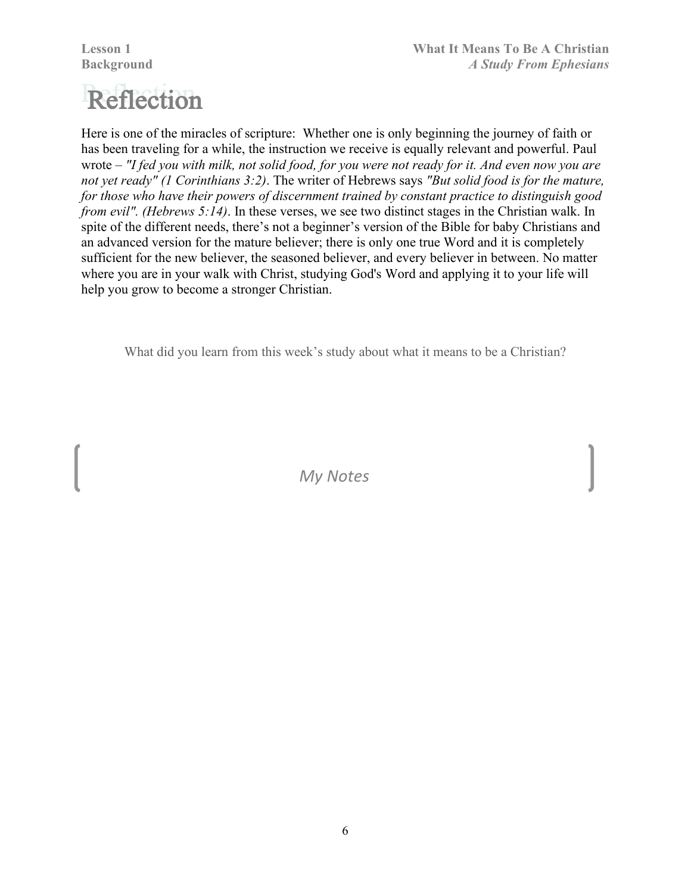# Reflection

Here is one of the miracles of scripture: Whether one is only beginning the journey of faith or has been traveling for a while, the instruction we receive is equally relevant and powerful. Paul wrote – *"I fed you with milk, not solid food, for you were not ready for it. And even now you are not yet ready" (1 Corinthians 3:2)*. The writer of Hebrews says *"But solid food is for the mature, for those who have their powers of discernment trained by constant practice to distinguish good from evil". (Hebrews 5:14)*. In these verses, we see two distinct stages in the Christian walk. In spite of the different needs, there's not a beginner's version of the Bible for baby Christians and an advanced version for the mature believer; there is only one true Word and it is completely sufficient for the new believer, the seasoned believer, and every believer in between. No matter where you are in your walk with Christ, studying God's Word and applying it to your life will help you grow to become a stronger Christian.

What did you learn from this week's study about what it means to be a Christian?

*My Notes*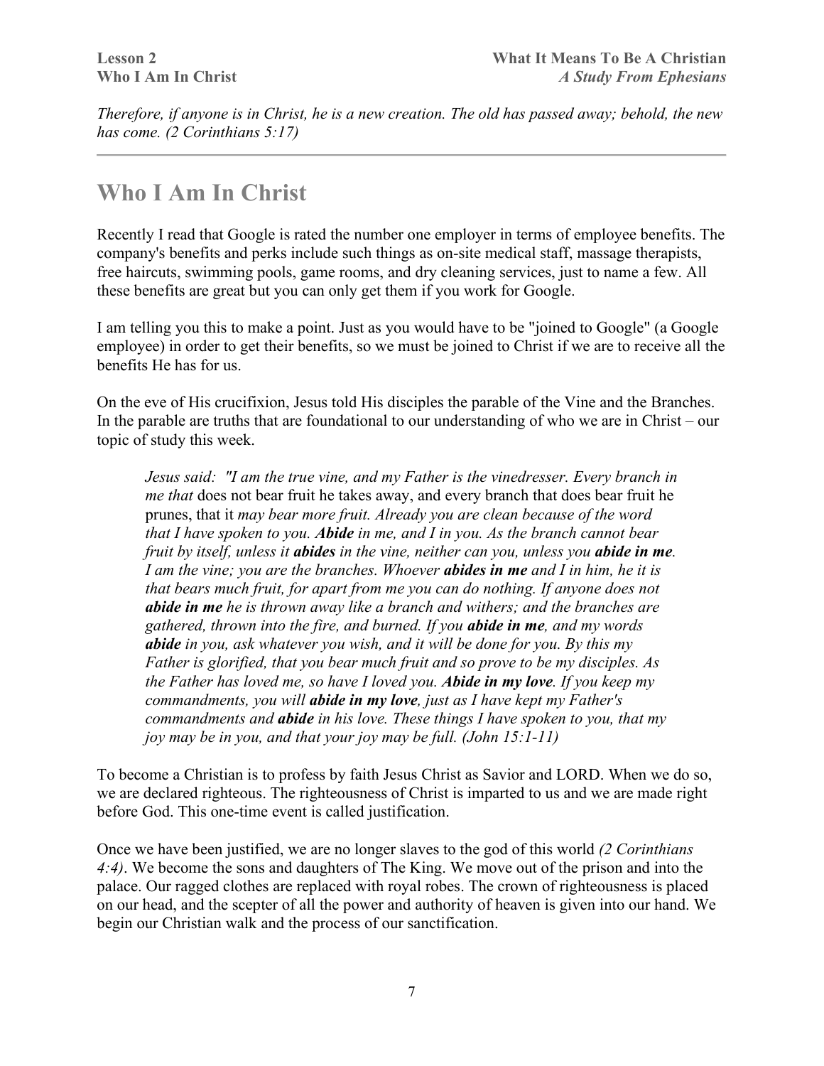*Therefore, if anyone is in Christ, he is a new creation. The old has passed away; behold, the new has come. (2 Corinthians 5:17)*

---

# Who I Am In Christ

Recently I read that Google is rated the number one employer in terms of employee benefits. The company's benefits and perks include such things as on-site medical staff, massage therapists, free haircuts, swimming pools, game rooms, and dry cleaning services, just to name a few. All these benefits are great but you can only get them if you work for Google.

I am telling you this to make a point. Just as you would have to be "joined to Google" (a Google employee) in order to get their benefits, so we must be joined to Christ if we are to receive all the benefits He has for us.

On the eve of His crucifixion, Jesus told His disciples the parable of the Vine and the Branches. In the parable are truths that are foundational to our understanding of who we are in Christ – our topic of study this week.

> *Jesus said: "I am the true vine, and my Father is the vinedresser. Every branch in me that* does not bear fruit he takes away, and every branch that does bear fruit he prunes, that it *may bear more fruit. Already you are clean because of the word that I have spoken to you.* ***Abide*** *in me, and I in you. As the branch cannot bear fruit by itself, unless it* ***abides*** *in the vine, neither can you, unless you* ***abide in me****. I am the vine; you are the branches. Whoever* ***abides in me*** *and I in him, he it is that bears much fruit, for apart from me you can do nothing. If anyone does not* ***abide in me*** *he is thrown away like a branch and withers; and the branches are gathered, thrown into the fire, and burned. If you* ***abide in me****, and my words* ***abide*** *in you, ask whatever you wish, and it will be done for you. By this my Father is glorified, that you bear much fruit and so prove to be my disciples. As the Father has loved me, so have I loved you.* ***Abide in my love****. If you keep my commandments, you will* ***abide in my love****, just as I have kept my Father's commandments and* ***abide*** *in his love. These things I have spoken to you, that my joy may be in you, and that your joy may be full. (John 15:1-11)*

To become a Christian is to profess by faith Jesus Christ as Savior and LORD. When we do so, we are declared righteous. The righteousness of Christ is imparted to us and we are made right before God. This one-time event is called justification.

Once we have been justified, we are no longer slaves to the god of this world *(2 Corinthians 4:4)*. We become the sons and daughters of The King. We move out of the prison and into the palace. Our ragged clothes are replaced with royal robes. The crown of righteousness is placed on our head, and the scepter of all the power and authority of heaven is given into our hand. We begin our Christian walk and the process of our sanctification.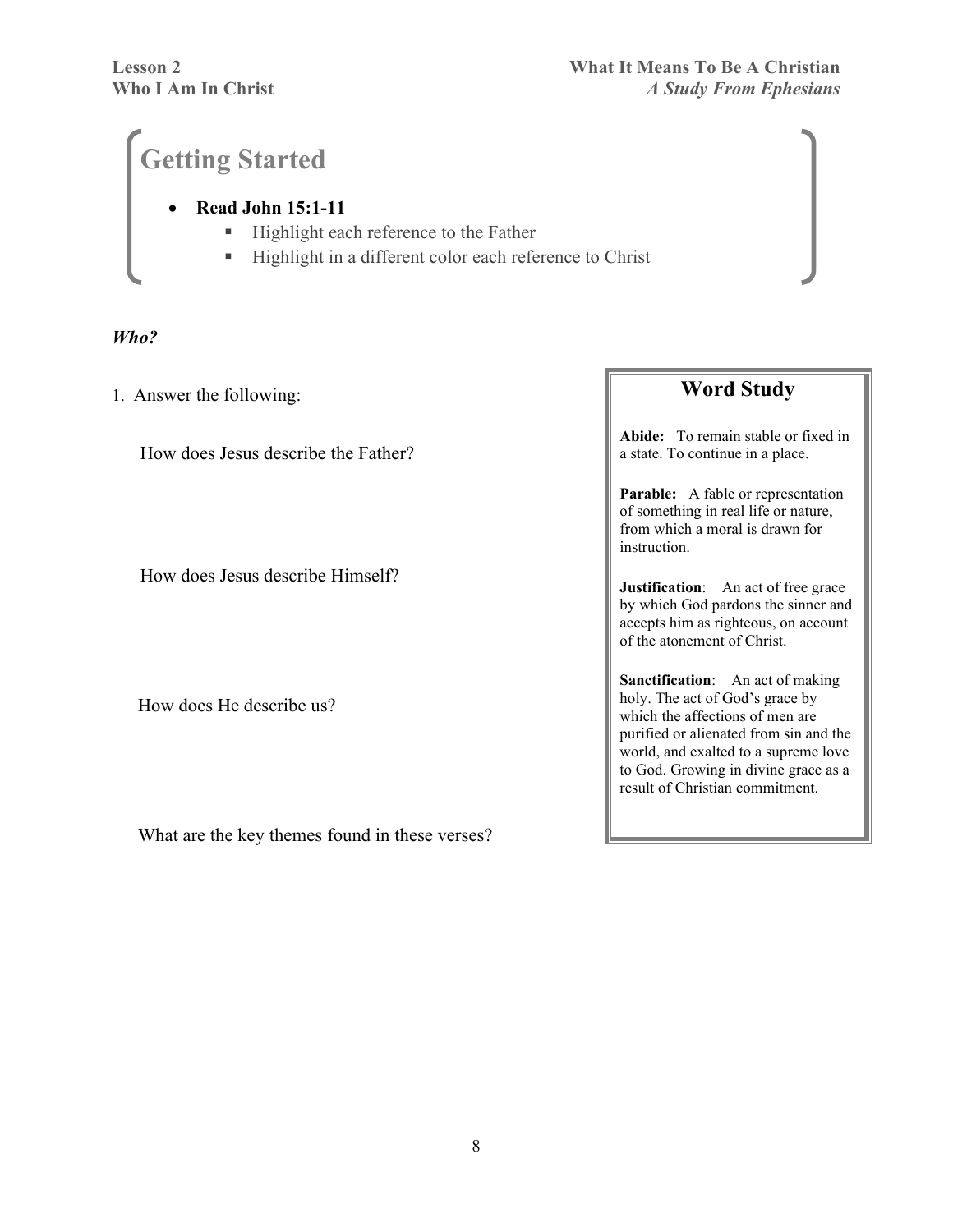## Getting Started

- **Read John 15:1-11**
  - Highlight each reference to the Father
  - Highlight in a different color each reference to Christ

***Who?***

1. Answer the following:

   How does Jesus describe the Father?

   How does Jesus describe Himself?

   How does He describe us?

   What are the key themes found in these verses?

### Word Study

**Abide:** To remain stable or fixed in a state. To continue in a place.

**Parable:** A fable or representation of something in real life or nature, from which a moral is drawn for instruction.

**Justification**: An act of free grace by which God pardons the sinner and accepts him as righteous, on account of the atonement of Christ.

**Sanctification**: An act of making holy. The act of God's grace by which the affections of men are purified or alienated from sin and the world, and exalted to a supreme love to God. Growing in divine grace as a result of Christian commitment.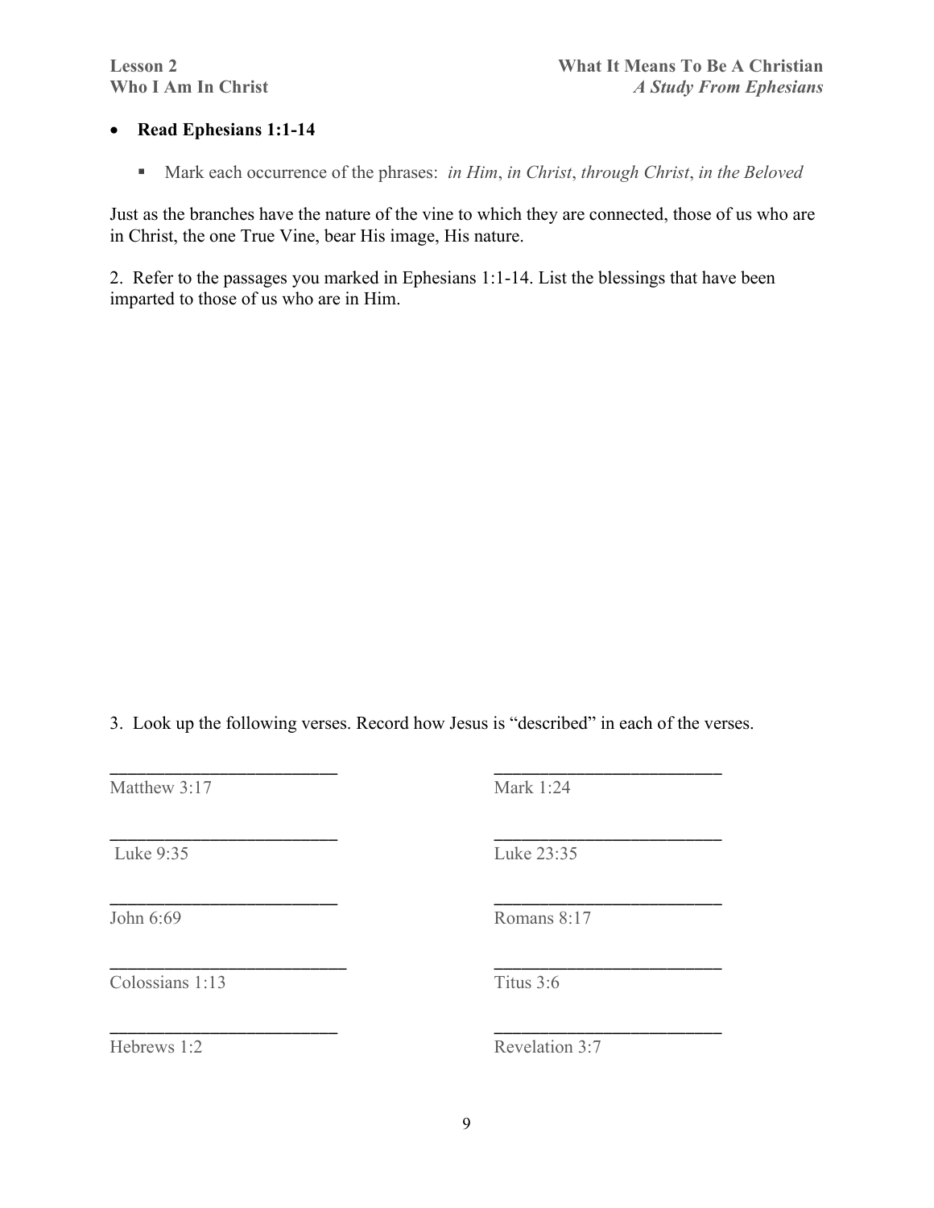- **Read Ephesians 1:1-14**
  - Mark each occurrence of the phrases: *in Him*, *in Christ*, *through Christ*, *in the Beloved*

Just as the branches have the nature of the vine to which they are connected, those of us who are in Christ, the one True Vine, bear His image, His nature.

2. Refer to the passages you marked in Ephesians 1:1-14. List the blessings that have been imparted to those of us who are in Him.

3. Look up the following verses. Record how Jesus is "described" in each of the verses.

| | |
|---|---|
| ________________________ | ________________________ |
| Matthew 3:17 | Mark 1:24 |
| ________________________ | ________________________ |
| Luke 9:35 | Luke 23:35 |
| ________________________ | ________________________ |
| John 6:69 | Romans 8:17 |
| ________________________ | ________________________ |
| Colossians 1:13 | Titus 3:6 |
| ________________________ | ________________________ |
| Hebrews 1:2 | Revelation 3:7 |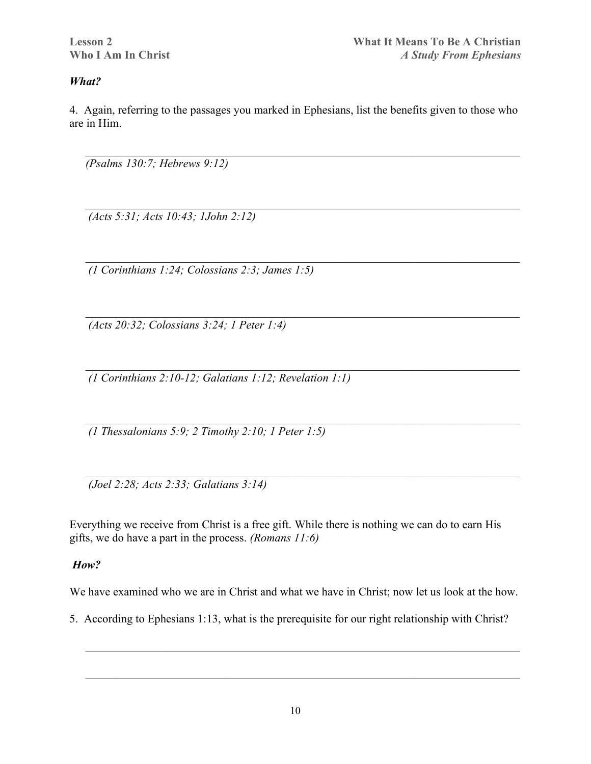### *What?*

4. Again, referring to the passages you marked in Ephesians, list the benefits given to those who are in Him.

\_\_\_\_\_\_\_\_\_\_\_\_\_\_\_\_\_\_\_\_\_\_\_\_\_\_\_\_\_\_\_\_\_\_\_\_\_\_\_\_\_\_\_\_\_\_\_\_\_\_\_\_\_\_\_\_\_\_\_\_\_\_\_\_\_\_\_\_\_\_\_\_
*(Psalms 130:7; Hebrews 9:12)*

\_\_\_\_\_\_\_\_\_\_\_\_\_\_\_\_\_\_\_\_\_\_\_\_\_\_\_\_\_\_\_\_\_\_\_\_\_\_\_\_\_\_\_\_\_\_\_\_\_\_\_\_\_\_\_\_\_\_\_\_\_\_\_\_\_\_\_\_\_\_\_\_
*(Acts 5:31; Acts 10:43; 1John 2:12)*

\_\_\_\_\_\_\_\_\_\_\_\_\_\_\_\_\_\_\_\_\_\_\_\_\_\_\_\_\_\_\_\_\_\_\_\_\_\_\_\_\_\_\_\_\_\_\_\_\_\_\_\_\_\_\_\_\_\_\_\_\_\_\_\_\_\_\_\_\_\_\_\_
*(1 Corinthians 1:24; Colossians 2:3; James 1:5)*

\_\_\_\_\_\_\_\_\_\_\_\_\_\_\_\_\_\_\_\_\_\_\_\_\_\_\_\_\_\_\_\_\_\_\_\_\_\_\_\_\_\_\_\_\_\_\_\_\_\_\_\_\_\_\_\_\_\_\_\_\_\_\_\_\_\_\_\_\_\_\_\_
*(Acts 20:32; Colossians 3:24; 1 Peter 1:4)*

\_\_\_\_\_\_\_\_\_\_\_\_\_\_\_\_\_\_\_\_\_\_\_\_\_\_\_\_\_\_\_\_\_\_\_\_\_\_\_\_\_\_\_\_\_\_\_\_\_\_\_\_\_\_\_\_\_\_\_\_\_\_\_\_\_\_\_\_\_\_\_\_
*(1 Corinthians 2:10-12; Galatians 1:12; Revelation 1:1)*

\_\_\_\_\_\_\_\_\_\_\_\_\_\_\_\_\_\_\_\_\_\_\_\_\_\_\_\_\_\_\_\_\_\_\_\_\_\_\_\_\_\_\_\_\_\_\_\_\_\_\_\_\_\_\_\_\_\_\_\_\_\_\_\_\_\_\_\_\_\_\_\_
*(1 Thessalonians 5:9; 2 Timothy 2:10; 1 Peter 1:5)*

\_\_\_\_\_\_\_\_\_\_\_\_\_\_\_\_\_\_\_\_\_\_\_\_\_\_\_\_\_\_\_\_\_\_\_\_\_\_\_\_\_\_\_\_\_\_\_\_\_\_\_\_\_\_\_\_\_\_\_\_\_\_\_\_\_\_\_\_\_\_\_\_
*(Joel 2:28; Acts 2:33; Galatians 3:14)*

Everything we receive from Christ is a free gift. While there is nothing we can do to earn His gifts, we do have a part in the process. *(Romans 11:6)*

### *How?*

We have examined who we are in Christ and what we have in Christ; now let us look at the how.

5. According to Ephesians 1:13, what is the prerequisite for our right relationship with Christ?

\_\_\_\_\_\_\_\_\_\_\_\_\_\_\_\_\_\_\_\_\_\_\_\_\_\_\_\_\_\_\_\_\_\_\_\_\_\_\_\_\_\_\_\_\_\_\_\_\_\_\_\_\_\_\_\_\_\_\_\_\_\_\_\_\_\_\_\_\_\_\_\_

\_\_\_\_\_\_\_\_\_\_\_\_\_\_\_\_\_\_\_\_\_\_\_\_\_\_\_\_\_\_\_\_\_\_\_\_\_\_\_\_\_\_\_\_\_\_\_\_\_\_\_\_\_\_\_\_\_\_\_\_\_\_\_\_\_\_\_\_\_\_\_\_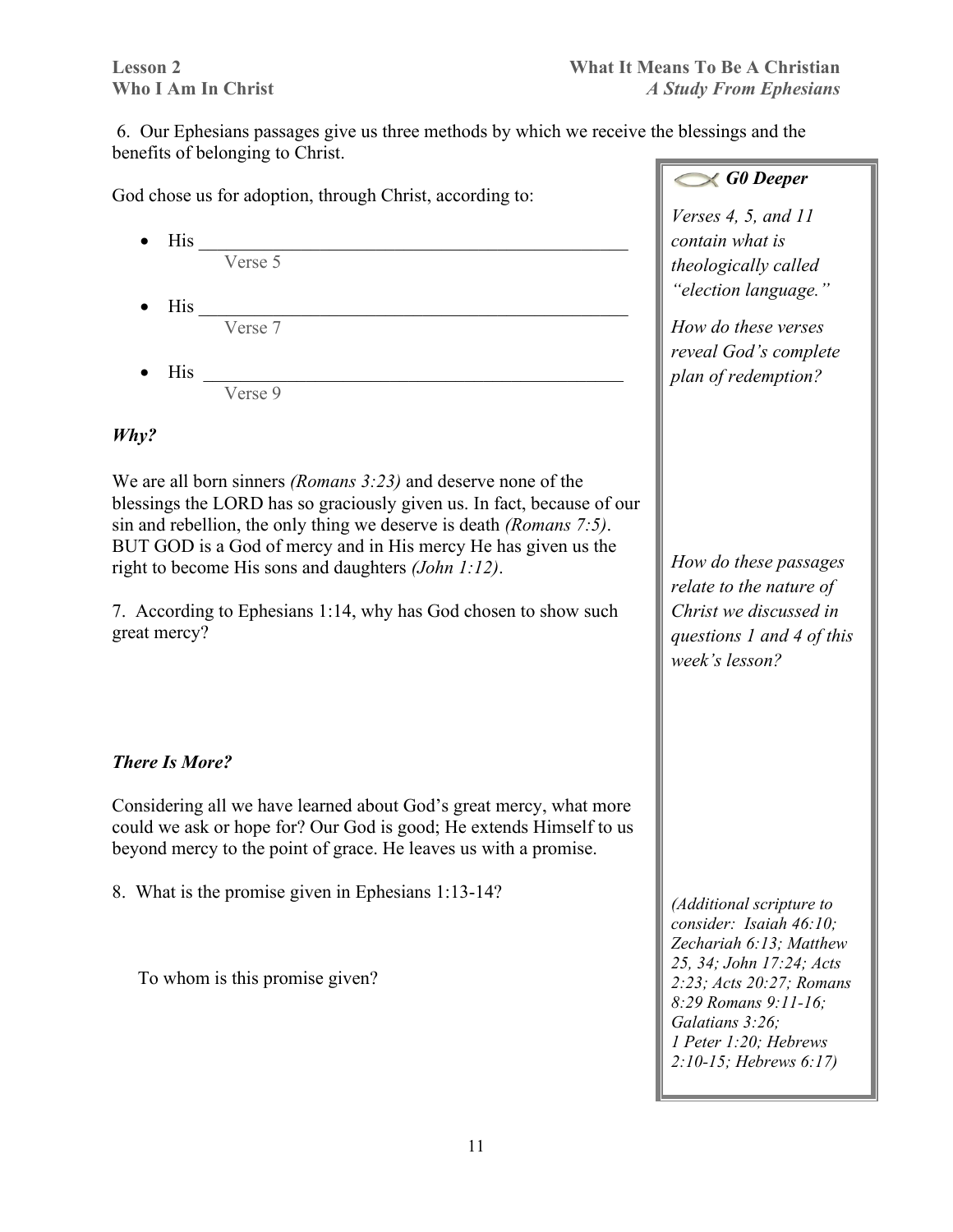6. Our Ephesians passages give us three methods by which we receive the blessings and the benefits of belonging to Christ.

God chose us for adoption, through Christ, according to:

- His ______________________________________________
  Verse 5
- His ______________________________________________
  Verse 7
- His ______________________________________________
  Verse 9

***Why?***

We are all born sinners *(Romans 3:23)* and deserve none of the blessings the LORD has so graciously given us. In fact, because of our sin and rebellion, the only thing we deserve is death *(Romans 7:5)*. BUT GOD is a God of mercy and in His mercy He has given us the right to become His sons and daughters *(John 1:12)*.

7. According to Ephesians 1:14, why has God chosen to show such great mercy?

***There Is More?***

Considering all we have learned about God's great mercy, what more could we ask or hope for? Our God is good; He extends Himself to us beyond mercy to the point of grace. He leaves us with a promise.

8. What is the promise given in Ephesians 1:13-14?

To whom is this promise given?

> ***G0 Deeper***
>
> *Verses 4, 5, and 11 contain what is theologically called "election language."*
>
> *How do these verses reveal God's complete plan of redemption?*
>
> *How do these passages relate to the nature of Christ we discussed in questions 1 and 4 of this week's lesson?*
>
> *(Additional scripture to consider: Isaiah 46:10; Zechariah 6:13; Matthew 25, 34; John 17:24; Acts 2:23; Acts 20:27; Romans 8:29 Romans 9:11-16; Galatians 3:26; 1 Peter 1:20; Hebrews 2:10-15; Hebrews 6:17)*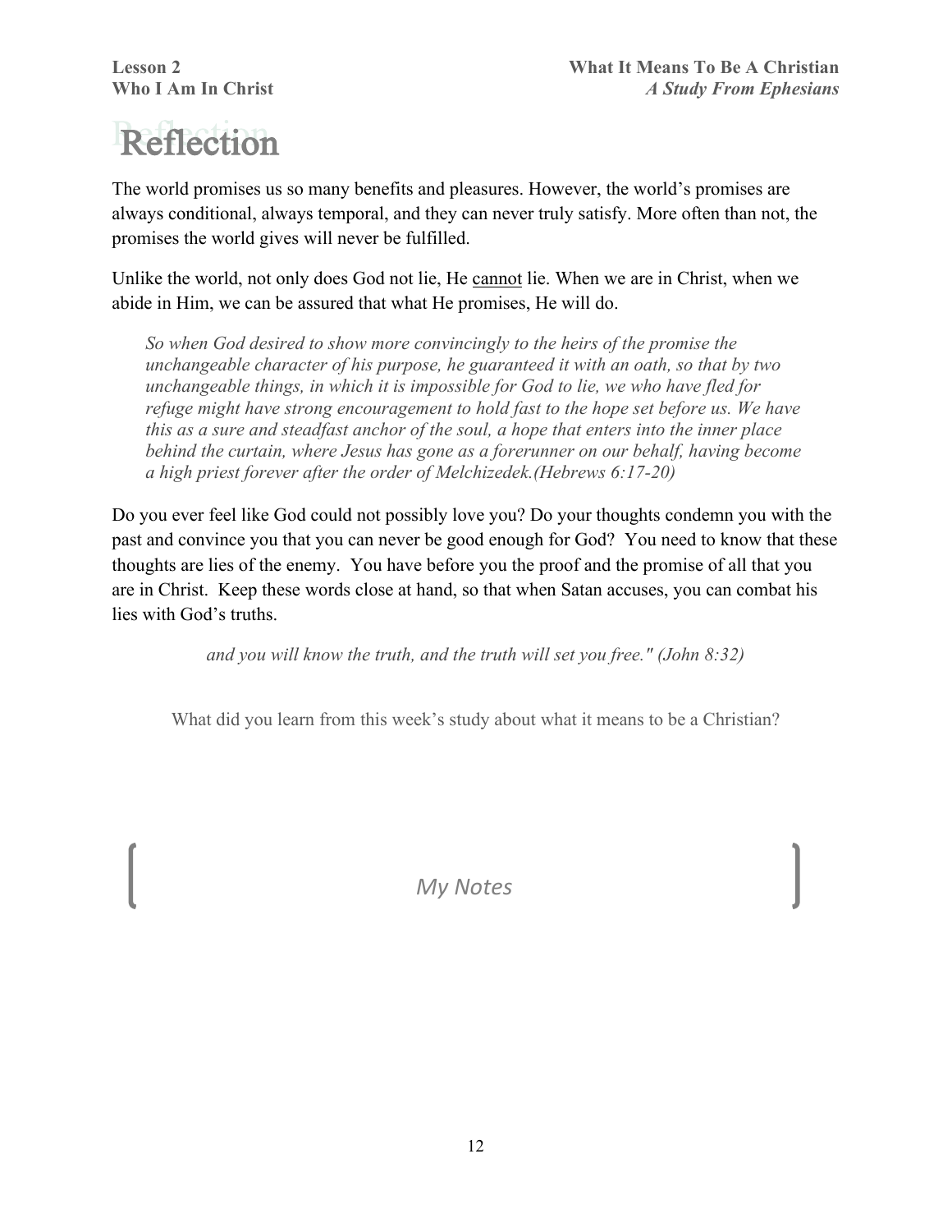# Reflection

The world promises us so many benefits and pleasures. However, the world's promises are always conditional, always temporal, and they can never truly satisfy. More often than not, the promises the world gives will never be fulfilled.

Unlike the world, not only does God not lie, He <u>cannot</u> lie. When we are in Christ, when we abide in Him, we can be assured that what He promises, He will do.

> *So when God desired to show more convincingly to the heirs of the promise the unchangeable character of his purpose, he guaranteed it with an oath, so that by two unchangeable things, in which it is impossible for God to lie, we who have fled for refuge might have strong encouragement to hold fast to the hope set before us. We have this as a sure and steadfast anchor of the soul, a hope that enters into the inner place behind the curtain, where Jesus has gone as a forerunner on our behalf, having become a high priest forever after the order of Melchizedek.(Hebrews 6:17-20)*

Do you ever feel like God could not possibly love you? Do your thoughts condemn you with the past and convince you that you can never be good enough for God? You need to know that these thoughts are lies of the enemy. You have before you the proof and the promise of all that you are in Christ. Keep these words close at hand, so that when Satan accuses, you can combat his lies with God's truths.

*and you will know the truth, and the truth will set you free." (John 8:32)*

What did you learn from this week's study about what it means to be a Christian?

*My Notes*